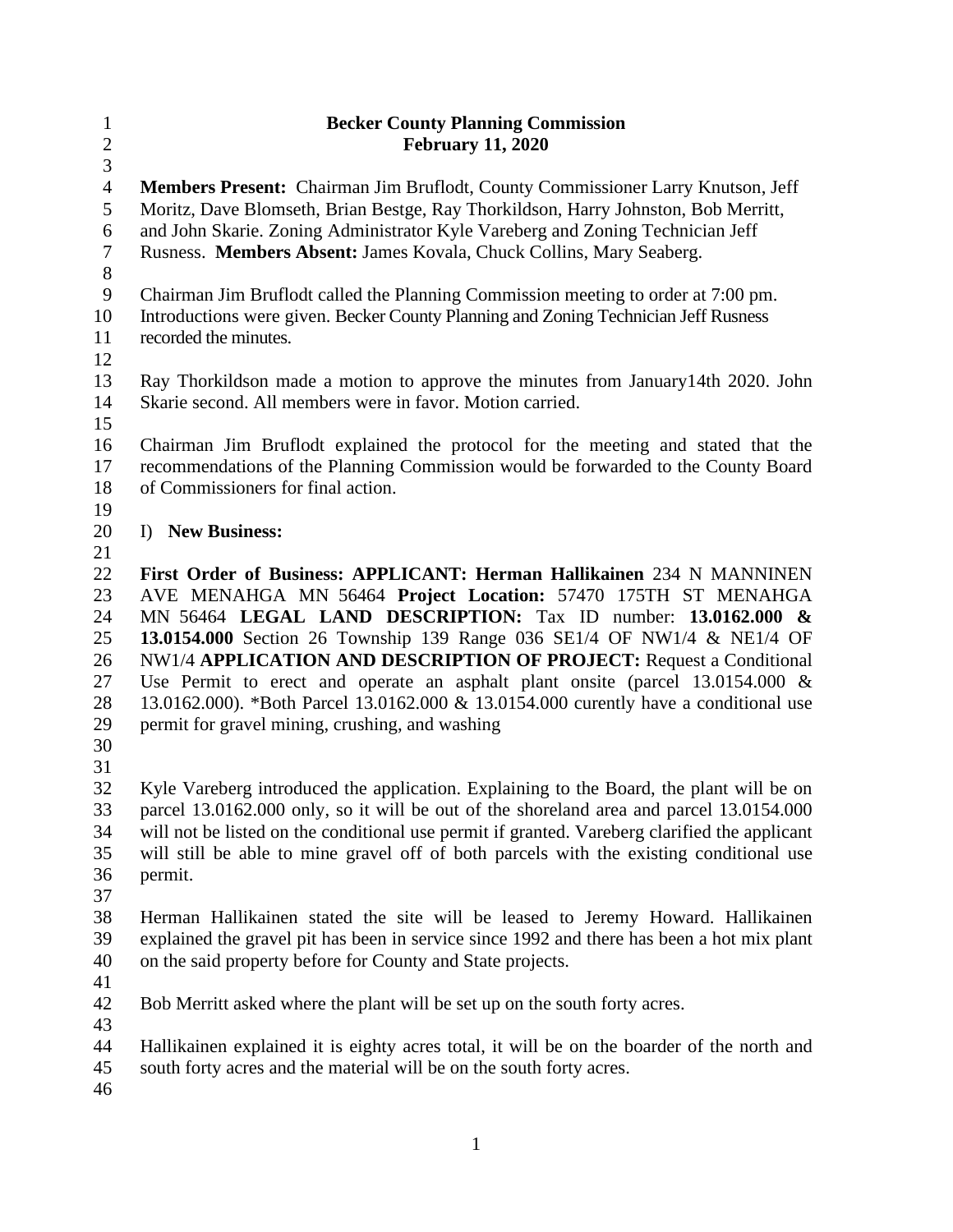# Becker County Planning Commission
## February 11, 2020

**Members Present:** Chairman Jim Bruflodt, County Commissioner Larry Knutson, Jeff Moritz, Dave Blomseth, Brian Bestge, Ray Thorkildson, Harry Johnston, Bob Merritt, and John Skarie. Zoning Administrator Kyle Vareberg and Zoning Technician Jeff Rusness. **Members Absent:** James Kovala, Chuck Collins, Mary Seaberg.

Chairman Jim Bruflodt called the Planning Commission meeting to order at 7:00 pm. Introductions were given. Becker County Planning and Zoning Technician Jeff Rusness recorded the minutes.

Ray Thorkildson made a motion to approve the minutes from January14th 2020. John Skarie second. All members were in favor. Motion carried.

Chairman Jim Bruflodt explained the protocol for the meeting and stated that the recommendations of the Planning Commission would be forwarded to the County Board of Commissioners for final action.

I) **New Business:**

**First Order of Business: APPLICANT: Herman Hallikainen** 234 N MANNINEN AVE MENAHGA MN 56464 **Project Location:** 57470 175TH ST MENAHGA MN 56464 **LEGAL LAND DESCRIPTION:** Tax ID number: **13.0162.000 & 13.0154.000** Section 26 Township 139 Range 036 SE1/4 OF NW1/4 & NE1/4 OF NW1/4 **APPLICATION AND DESCRIPTION OF PROJECT:** Request a Conditional Use Permit to erect and operate an asphalt plant onsite (parcel 13.0154.000 & 13.0162.000). *Both Parcel 13.0162.000 & 13.0154.000 curently have a conditional use permit for gravel mining, crushing, and washing

Kyle Vareberg introduced the application. Explaining to the Board, the plant will be on parcel 13.0162.000 only, so it will be out of the shoreland area and parcel 13.0154.000 will not be listed on the conditional use permit if granted. Vareberg clarified the applicant will still be able to mine gravel off of both parcels with the existing conditional use permit.

Herman Hallikainen stated the site will be leased to Jeremy Howard. Hallikainen explained the gravel pit has been in service since 1992 and there has been a hot mix plant on the said property before for County and State projects.

Bob Merritt asked where the plant will be set up on the south forty acres.

Hallikainen explained it is eighty acres total, it will be on the boarder of the north and south forty acres and the material will be on the south forty acres.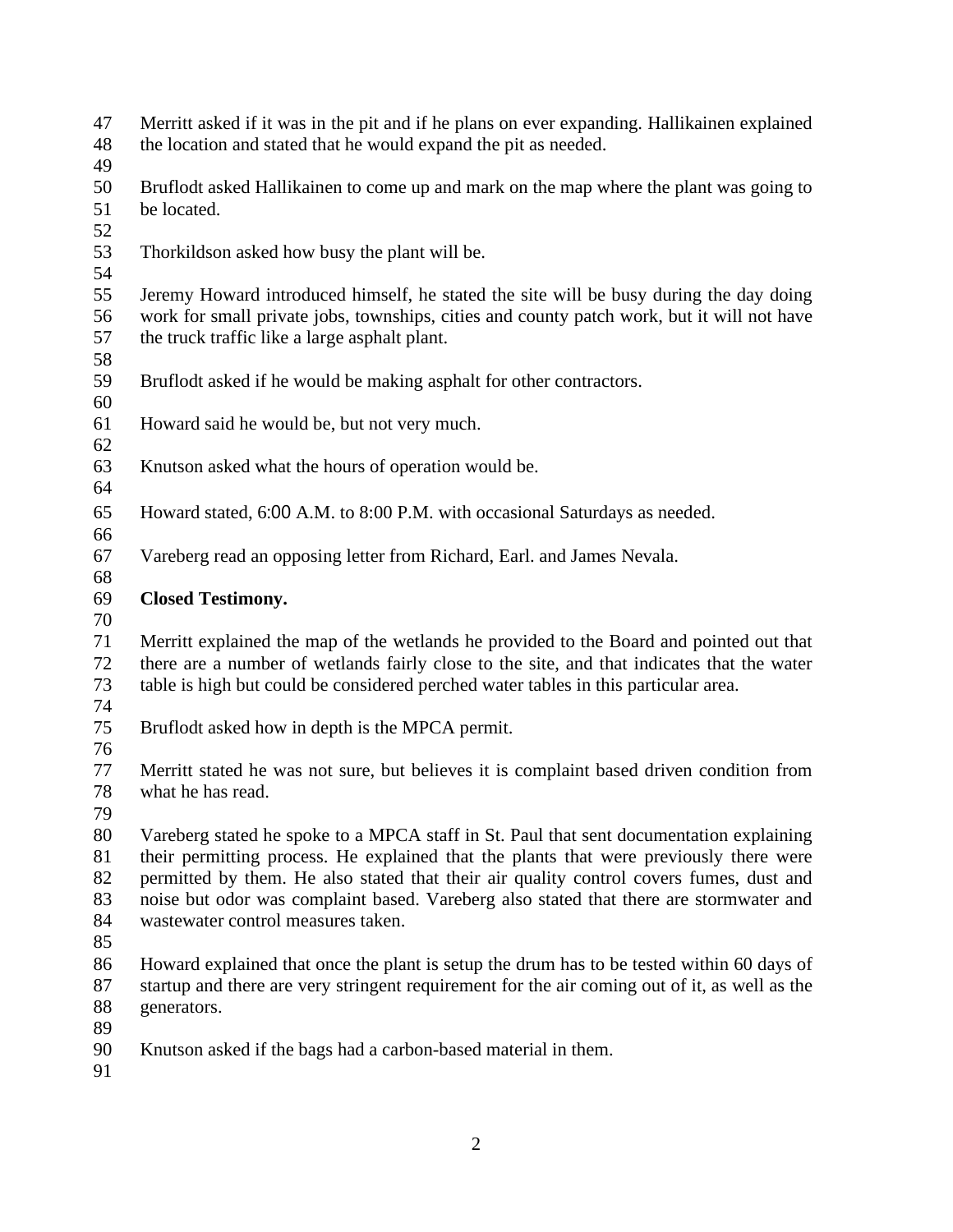Merritt asked if it was in the pit and if he plans on ever expanding. Hallikainen explained the location and stated that he would expand the pit as needed.

Bruflodt asked Hallikainen to come up and mark on the map where the plant was going to be located.

Thorkildson asked how busy the plant will be.

Jeremy Howard introduced himself, he stated the site will be busy during the day doing work for small private jobs, townships, cities and county patch work, but it will not have the truck traffic like a large asphalt plant.

Bruflodt asked if he would be making asphalt for other contractors.

Howard said he would be, but not very much.

Knutson asked what the hours of operation would be.

Howard stated, 6:00 A.M. to 8:00 P.M. with occasional Saturdays as needed.

Vareberg read an opposing letter from Richard, Earl. and James Nevala.

**Closed Testimony.**

Merritt explained the map of the wetlands he provided to the Board and pointed out that there are a number of wetlands fairly close to the site, and that indicates that the water table is high but could be considered perched water tables in this particular area.

Bruflodt asked how in depth is the MPCA permit.

Merritt stated he was not sure, but believes it is complaint based driven condition from what he has read.

Vareberg stated he spoke to a MPCA staff in St. Paul that sent documentation explaining their permitting process. He explained that the plants that were previously there were permitted by them. He also stated that their air quality control covers fumes, dust and noise but odor was complaint based. Vareberg also stated that there are stormwater and wastewater control measures taken.

Howard explained that once the plant is setup the drum has to be tested within 60 days of startup and there are very stringent requirement for the air coming out of it, as well as the generators.

Knutson asked if the bags had a carbon-based material in them.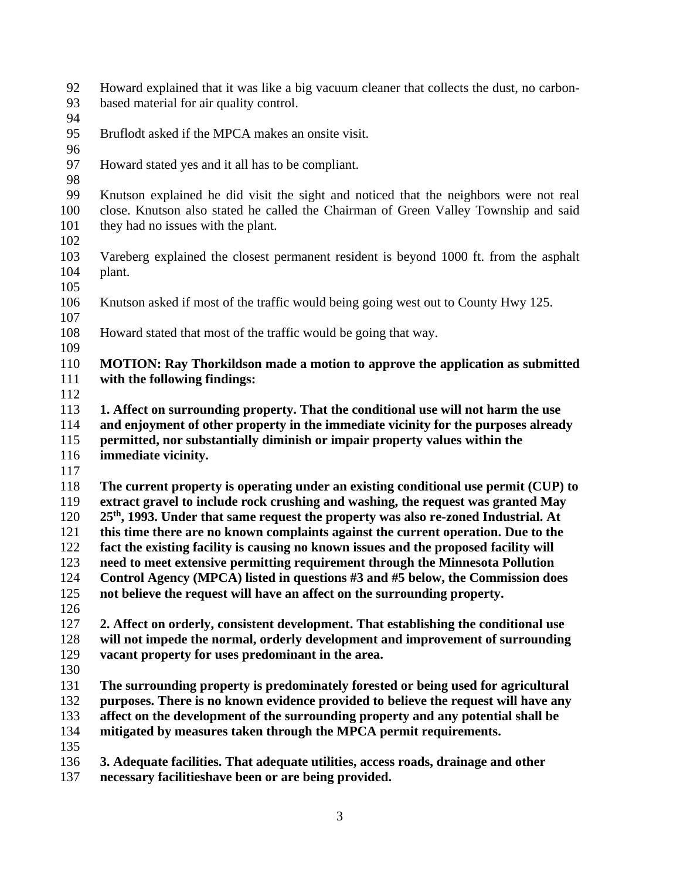Howard explained that it was like a big vacuum cleaner that collects the dust, no carbon-based material for air quality control.

Bruflodt asked if the MPCA makes an onsite visit.

Howard stated yes and it all has to be compliant.

Knutson explained he did visit the sight and noticed that the neighbors were not real close. Knutson also stated he called the Chairman of Green Valley Township and said they had no issues with the plant.

Vareberg explained the closest permanent resident is beyond 1000 ft. from the asphalt plant.

Knutson asked if most of the traffic would being going west out to County Hwy 125.

Howard stated that most of the traffic would be going that way.

**MOTION: Ray Thorkildson made a motion to approve the application as submitted with the following findings:**

**1. Affect on surrounding property. That the conditional use will not harm the use and enjoyment of other property in the immediate vicinity for the purposes already permitted, nor substantially diminish or impair property values within the immediate vicinity.**

**The current property is operating under an existing conditional use permit (CUP) to extract gravel to include rock crushing and washing, the request was granted May 25th, 1993. Under that same request the property was also re-zoned Industrial. At this time there are no known complaints against the current operation. Due to the fact the existing facility is causing no known issues and the proposed facility will need to meet extensive permitting requirement through the Minnesota Pollution Control Agency (MPCA) listed in questions #3 and #5 below, the Commission does not believe the request will have an affect on the surrounding property.**

**2. Affect on orderly, consistent development. That establishing the conditional use will not impede the normal, orderly development and improvement of surrounding vacant property for uses predominant in the area.**

**The surrounding property is predominately forested or being used for agricultural purposes. There is no known evidence provided to believe the request will have any affect on the development of the surrounding property and any potential shall be mitigated by measures taken through the MPCA permit requirements.**

**3. Adequate facilities. That adequate utilities, access roads, drainage and other necessary facilitieshave been or are being provided.**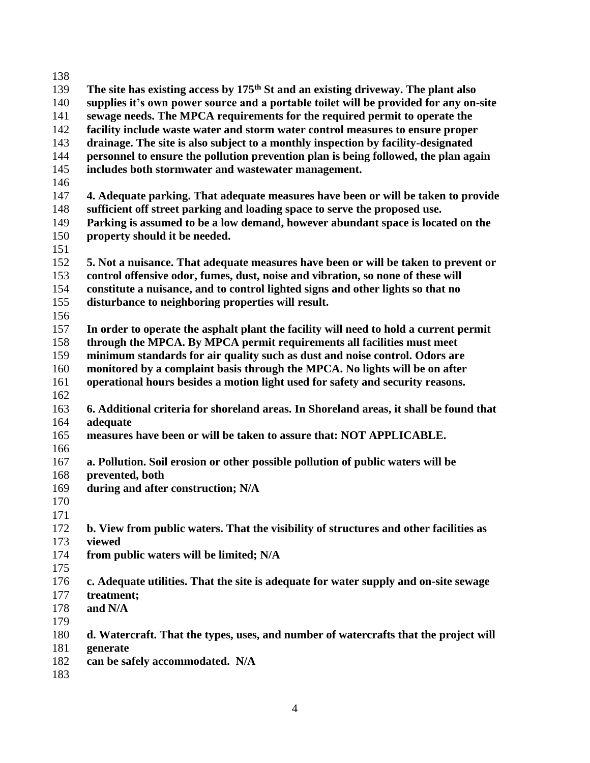**The site has existing access by 175th St and an existing driveway. The plant also supplies it's own power source and a portable toilet will be provided for any on-site sewage needs. The MPCA requirements for the required permit to operate the facility include waste water and storm water control measures to ensure proper drainage. The site is also subject to a monthly inspection by facility-designated personnel to ensure the pollution prevention plan is being followed, the plan again includes both stormwater and wastewater management.**

**4. Adequate parking. That adequate measures have been or will be taken to provide sufficient off street parking and loading space to serve the proposed use. Parking is assumed to be a low demand, however abundant space is located on the property should it be needed.**

**5. Not a nuisance. That adequate measures have been or will be taken to prevent or control offensive odor, fumes, dust, noise and vibration, so none of these will constitute a nuisance, and to control lighted signs and other lights so that no disturbance to neighboring properties will result.**

**In order to operate the asphalt plant the facility will need to hold a current permit through the MPCA. By MPCA permit requirements all facilities must meet minimum standards for air quality such as dust and noise control. Odors are monitored by a complaint basis through the MPCA. No lights will be on after operational hours besides a motion light used for safety and security reasons.**

**6. Additional criteria for shoreland areas. In Shoreland areas, it shall be found that adequate measures have been or will be taken to assure that: NOT APPLICABLE.**

**a. Pollution. Soil erosion or other possible pollution of public waters will be prevented, both during and after construction; N/A**

**b. View from public waters. That the visibility of structures and other facilities as viewed from public waters will be limited; N/A**

**c. Adequate utilities. That the site is adequate for water supply and on-site sewage treatment; and N/A**

**d. Watercraft. That the types, uses, and number of watercrafts that the project will generate can be safely accommodated. N/A**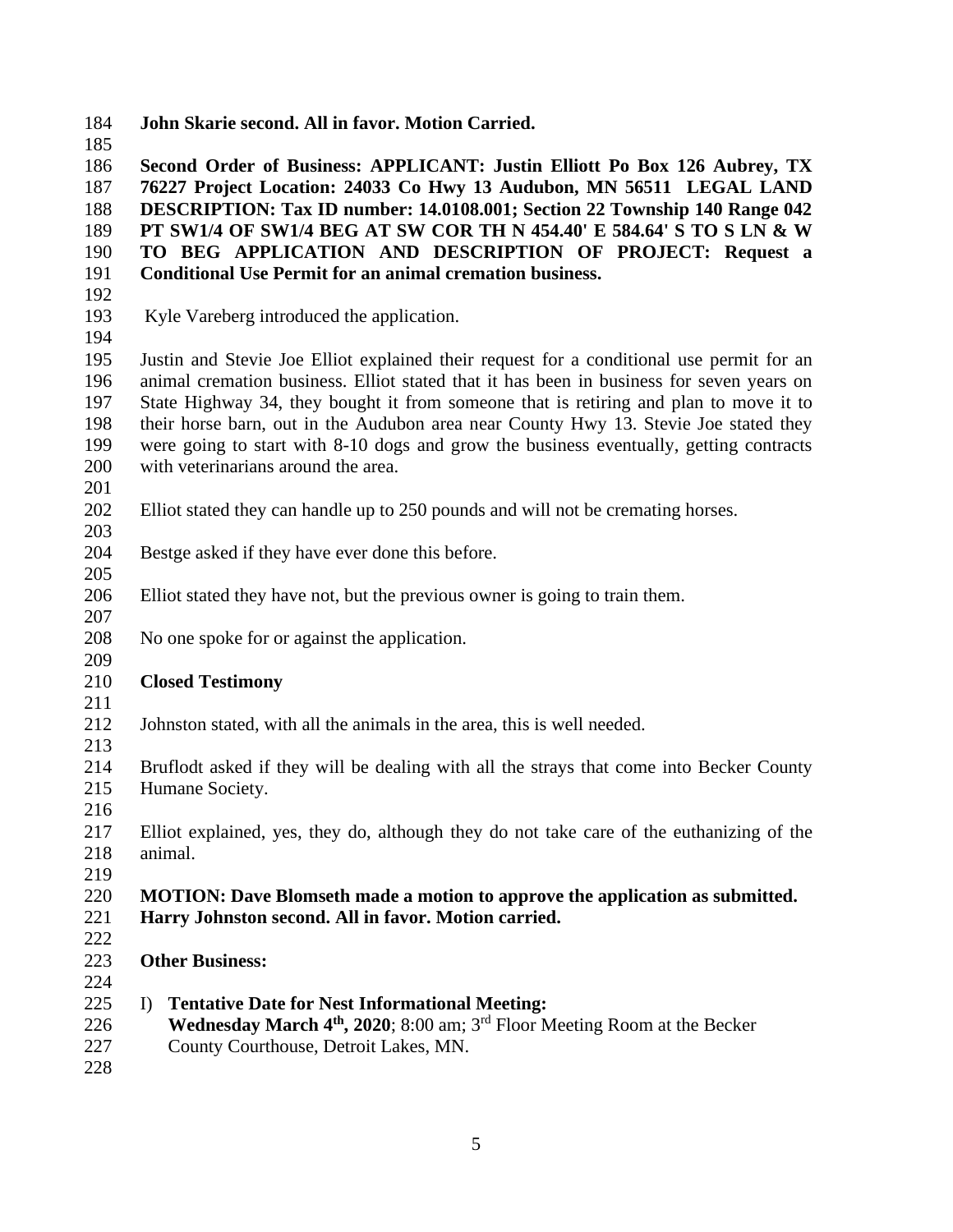**John Skarie second. All in favor. Motion Carried.**

**Second Order of Business: APPLICANT: Justin Elliott Po Box 126 Aubrey, TX 76227 Project Location: 24033 Co Hwy 13 Audubon, MN 56511 LEGAL LAND DESCRIPTION: Tax ID number: 14.0108.001; Section 22 Township 140 Range 042 PT SW1/4 OF SW1/4 BEG AT SW COR TH N 454.40' E 584.64' S TO S LN & W TO BEG APPLICATION AND DESCRIPTION OF PROJECT: Request a Conditional Use Permit for an animal cremation business.**

Kyle Vareberg introduced the application.

Justin and Stevie Joe Elliot explained their request for a conditional use permit for an animal cremation business. Elliot stated that it has been in business for seven years on State Highway 34, they bought it from someone that is retiring and plan to move it to their horse barn, out in the Audubon area near County Hwy 13. Stevie Joe stated they were going to start with 8-10 dogs and grow the business eventually, getting contracts with veterinarians around the area.

Elliot stated they can handle up to 250 pounds and will not be cremating horses.

Bestge asked if they have ever done this before.

Elliot stated they have not, but the previous owner is going to train them.

No one spoke for or against the application.

**Closed Testimony**

Johnston stated, with all the animals in the area, this is well needed.

Bruflodt asked if they will be dealing with all the strays that come into Becker County Humane Society.

Elliot explained, yes, they do, although they do not take care of the euthanizing of the animal.

**MOTION: Dave Blomseth made a motion to approve the application as submitted. Harry Johnston second. All in favor. Motion carried.**

**Other Business:**

I) **Tentative Date for Nest Informational Meeting:**
   **Wednesday March 4th, 2020**; 8:00 am; 3rd Floor Meeting Room at the Becker County Courthouse, Detroit Lakes, MN.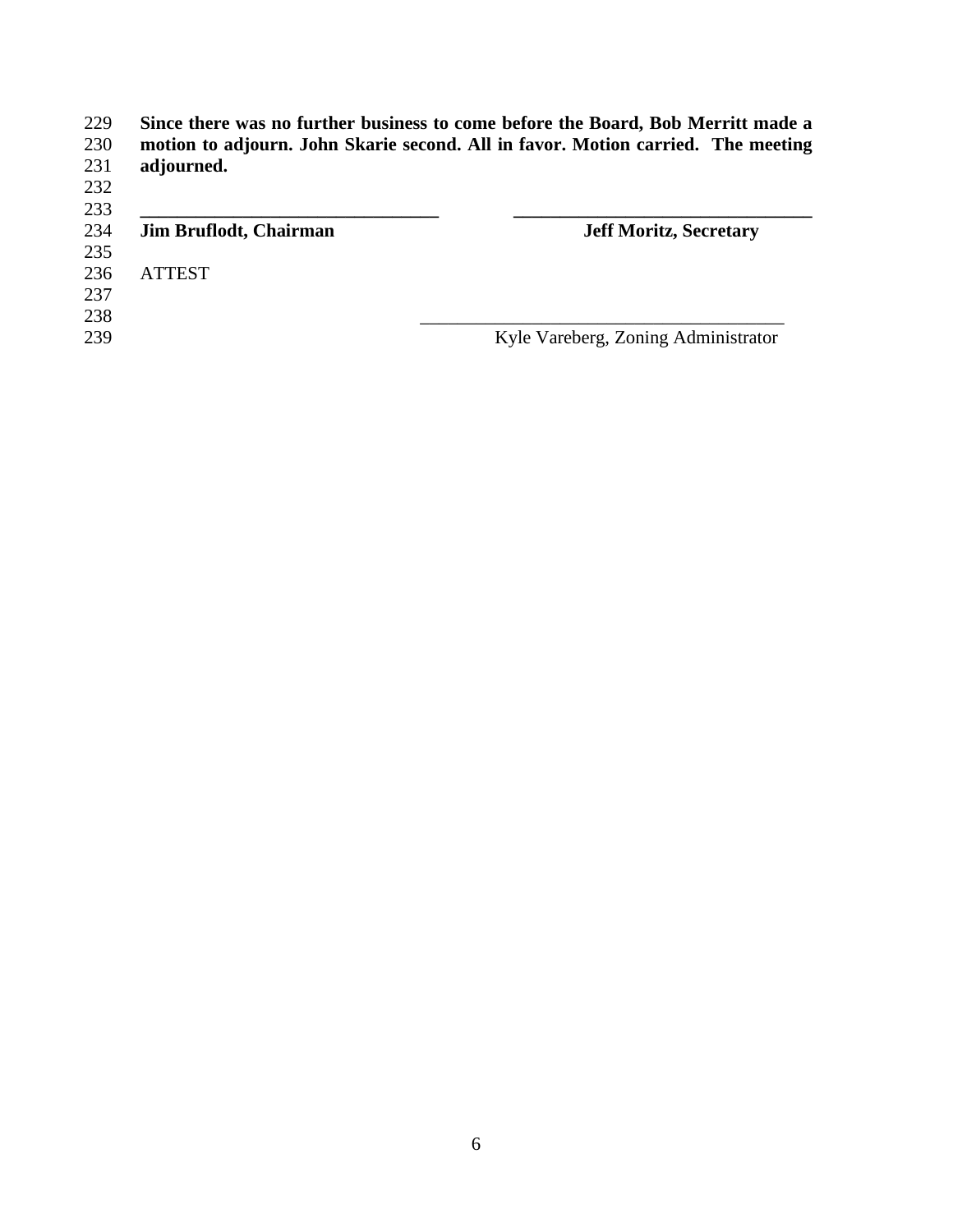**Since there was no further business to come before the Board, Bob Merritt made a motion to adjourn. John Skarie second. All in favor. Motion carried. The meeting adjourned.**

**________________________________**
**Jim Bruflodt, Chairman**

**________________________________**
**Jeff Moritz, Secretary**

ATTEST

________________________________________
Kyle Vareberg, Zoning Administrator